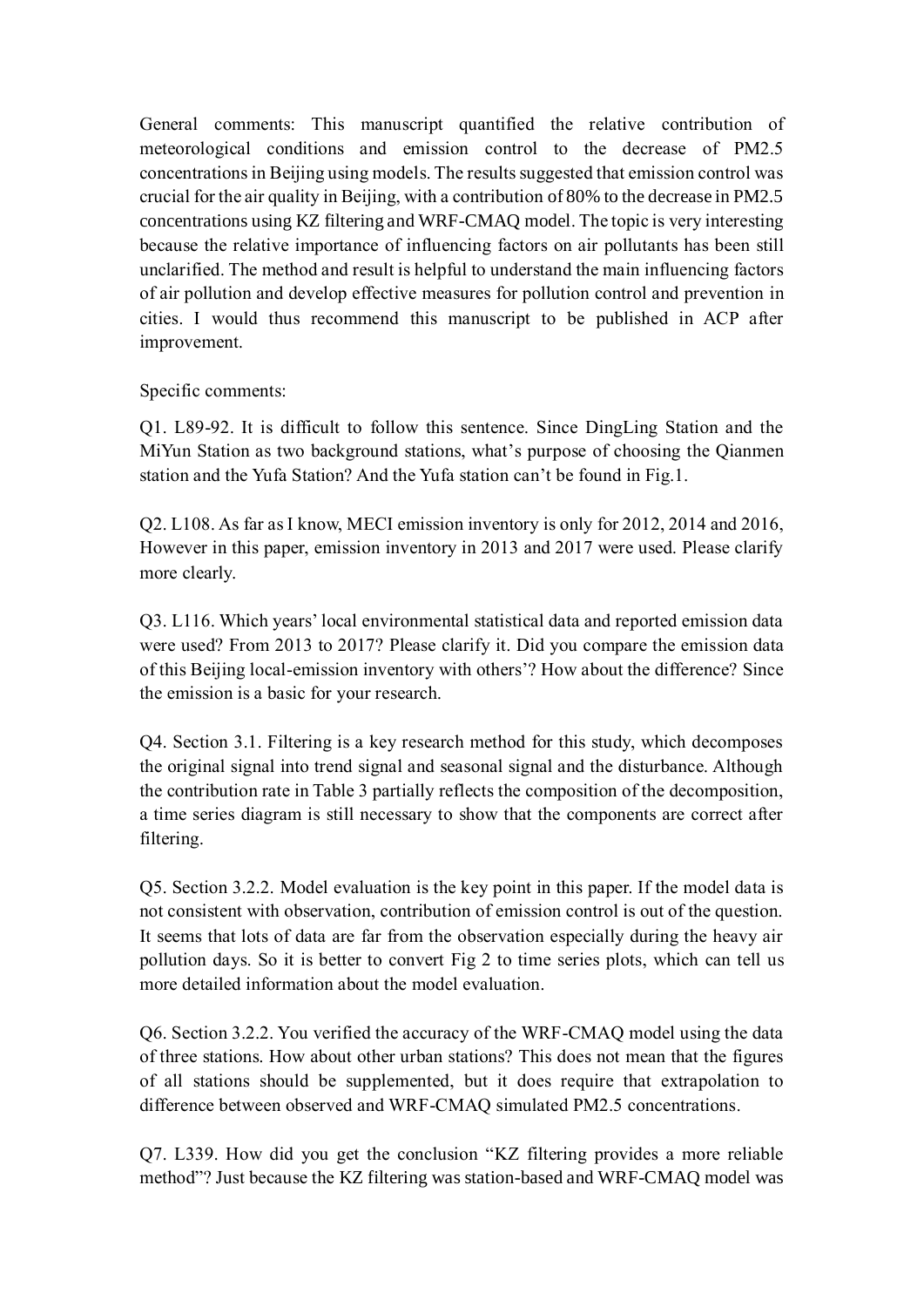General comments: This manuscript quantified the relative contribution of meteorological conditions and emission control to the decrease of PM2.5 concentrations in Beijing using models. The results suggested that emission control was crucial for the air quality in Beijing, with a contribution of 80% to the decrease in PM2.5 concentrations using KZ filtering and WRF-CMAQ model. The topic is very interesting because the relative importance of influencing factors on air pollutants has been still unclarified. The method and result is helpful to understand the main influencing factors of air pollution and develop effective measures for pollution control and prevention in cities. I would thus recommend this manuscript to be published in ACP after improvement.

Specific comments:

Q1. L89-92. It is difficult to follow this sentence. Since DingLing Station and the MiYun Station as two background stations, what's purpose of choosing the Qianmen station and the Yufa Station? And the Yufa station can't be found in Fig.1.

Q2. L108. As far as I know, MECI emission inventory is only for 2012, 2014 and 2016, However in this paper, emission inventory in 2013 and 2017 were used. Please clarify more clearly.

Q3. L116. Which years' local environmental statistical data and reported emission data were used? From 2013 to 2017? Please clarify it. Did you compare the emission data of this Beijing local-emission inventory with others'? How about the difference? Since the emission is a basic for your research.

Q4. Section 3.1. Filtering is a key research method for this study, which decomposes the original signal into trend signal and seasonal signal and the disturbance. Although the contribution rate in Table 3 partially reflects the composition of the decomposition, a time series diagram is still necessary to show that the components are correct after filtering.

Q5. Section 3.2.2. Model evaluation is the key point in this paper. If the model data is not consistent with observation, contribution of emission control is out of the question. It seems that lots of data are far from the observation especially during the heavy air pollution days. So it is better to convert Fig 2 to time series plots, which can tell us more detailed information about the model evaluation.

Q6. Section 3.2.2. You verified the accuracy of the WRF-CMAQ model using the data of three stations. How about other urban stations? This does not mean that the figures of all stations should be supplemented, but it does require that extrapolation to difference between observed and WRF-CMAQ simulated PM2.5 concentrations.

Q7. L339. How did you get the conclusion "KZ filtering provides a more reliable method"? Just because the KZ filtering was station-based and WRF-CMAQ model was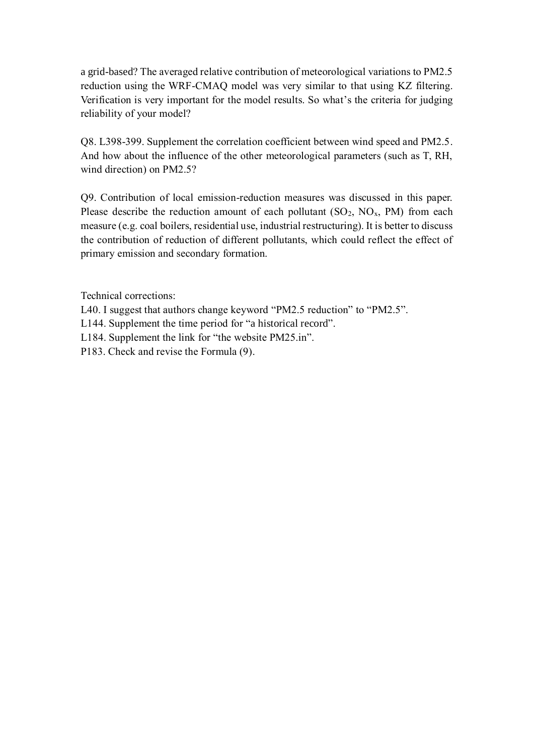a grid-based? The averaged relative contribution of meteorological variations to PM2.5 reduction using the WRF-CMAQ model was very similar to that using KZ filtering. Verification is very important for the model results. So what's the criteria for judging reliability of your model?

Q8. L398-399. Supplement the correlation coefficient between wind speed and PM2.5. And how about the influence of the other meteorological parameters (such as T, RH, wind direction) on PM2.5?

Q9. Contribution of local emission-reduction measures was discussed in this paper. Please describe the reduction amount of each pollutant ($SO_2$, $NO_x$, PM) from each measure (e.g. coal boilers, residential use, industrial restructuring). It is better to discuss the contribution of reduction of different pollutants, which could reflect the effect of primary emission and secondary formation.

Technical corrections:

L40. I suggest that authors change keyword "PM2.5 reduction" to "PM2.5".

L144. Supplement the time period for "a historical record".

L184. Supplement the link for "the website PM25.in".

P183. Check and revise the Formula (9).